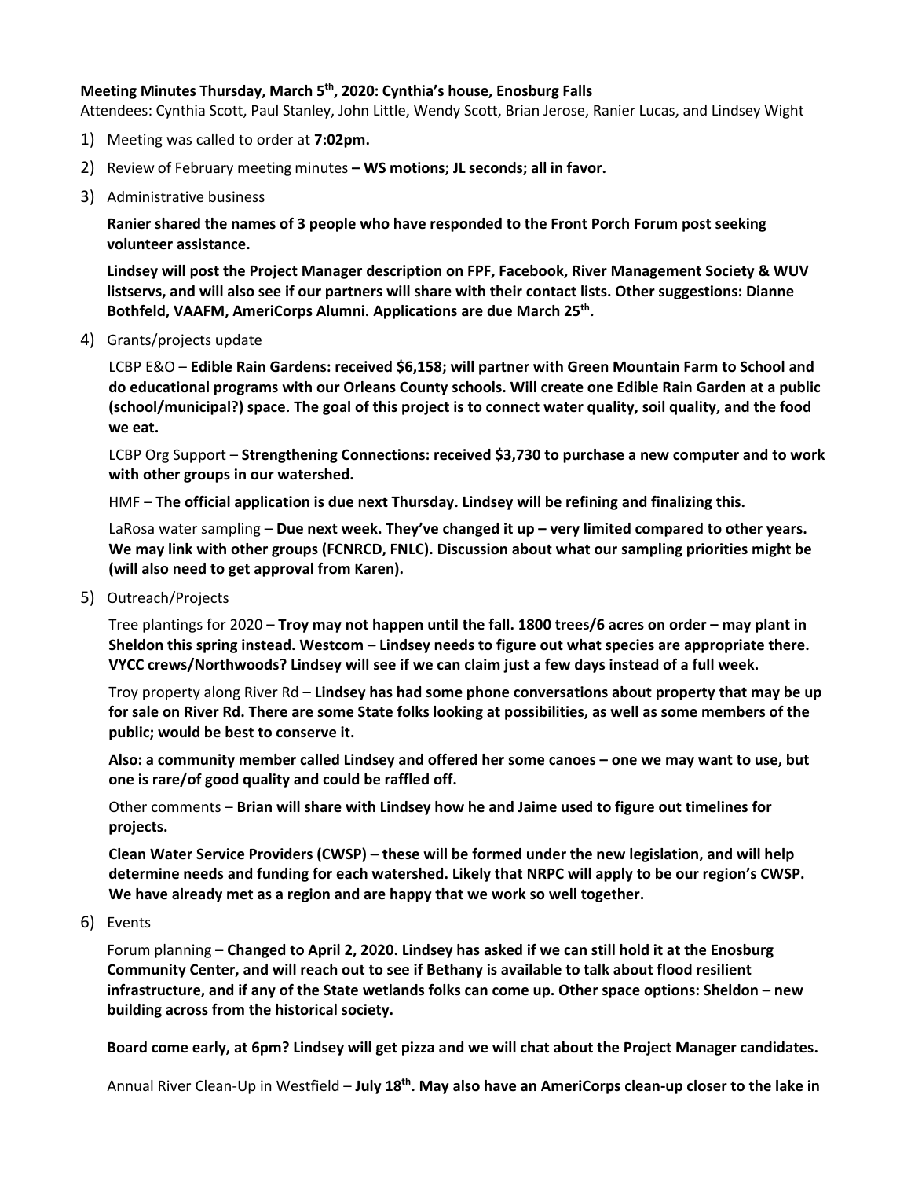**Meeting Minutes Thursday, March 5th, 2020: Cynthia's house, Enosburg Falls**

Attendees: Cynthia Scott, Paul Stanley, John Little, Wendy Scott, Brian Jerose, Ranier Lucas, and Lindsey Wight

1) Meeting was called to order at **7:02pm.**
2) Review of February meeting minutes **– WS motions; JL seconds; all in favor.**
3) Administrative business

   **Ranier shared the names of 3 people who have responded to the Front Porch Forum post seeking volunteer assistance.**

   **Lindsey will post the Project Manager description on FPF, Facebook, River Management Society & WUV listservs, and will also see if our partners will share with their contact lists. Other suggestions: Dianne Bothfeld, VAAFM, AmeriCorps Alumni. Applications are due March 25th.**

4) Grants/projects update

   LCBP E&O – **Edible Rain Gardens: received $6,158; will partner with Green Mountain Farm to School and do educational programs with our Orleans County schools. Will create one Edible Rain Garden at a public (school/municipal?) space. The goal of this project is to connect water quality, soil quality, and the food we eat.**

   LCBP Org Support – **Strengthening Connections: received $3,730 to purchase a new computer and to work with other groups in our watershed.**

   HMF – **The official application is due next Thursday. Lindsey will be refining and finalizing this.**

   LaRosa water sampling – **Due next week. They've changed it up – very limited compared to other years. We may link with other groups (FCNRCD, FNLC). Discussion about what our sampling priorities might be (will also need to get approval from Karen).**

5) Outreach/Projects

   Tree plantings for 2020 – **Troy may not happen until the fall. 1800 trees/6 acres on order – may plant in Sheldon this spring instead. Westcom – Lindsey needs to figure out what species are appropriate there. VYCC crews/Northwoods? Lindsey will see if we can claim just a few days instead of a full week.**

   Troy property along River Rd – **Lindsey has had some phone conversations about property that may be up for sale on River Rd. There are some State folks looking at possibilities, as well as some members of the public; would be best to conserve it.**

   **Also: a community member called Lindsey and offered her some canoes – one we may want to use, but one is rare/of good quality and could be raffled off.**

   Other comments – **Brian will share with Lindsey how he and Jaime used to figure out timelines for projects.**

   **Clean Water Service Providers (CWSP) – these will be formed under the new legislation, and will help determine needs and funding for each watershed. Likely that NRPC will apply to be our region's CWSP. We have already met as a region and are happy that we work so well together.**

6) Events

   Forum planning – **Changed to April 2, 2020. Lindsey has asked if we can still hold it at the Enosburg Community Center, and will reach out to see if Bethany is available to talk about flood resilient infrastructure, and if any of the State wetlands folks can come up. Other space options: Sheldon – new building across from the historical society.**

   **Board come early, at 6pm? Lindsey will get pizza and we will chat about the Project Manager candidates.**

   Annual River Clean-Up in Westfield – **July 18th. May also have an AmeriCorps clean-up closer to the lake in**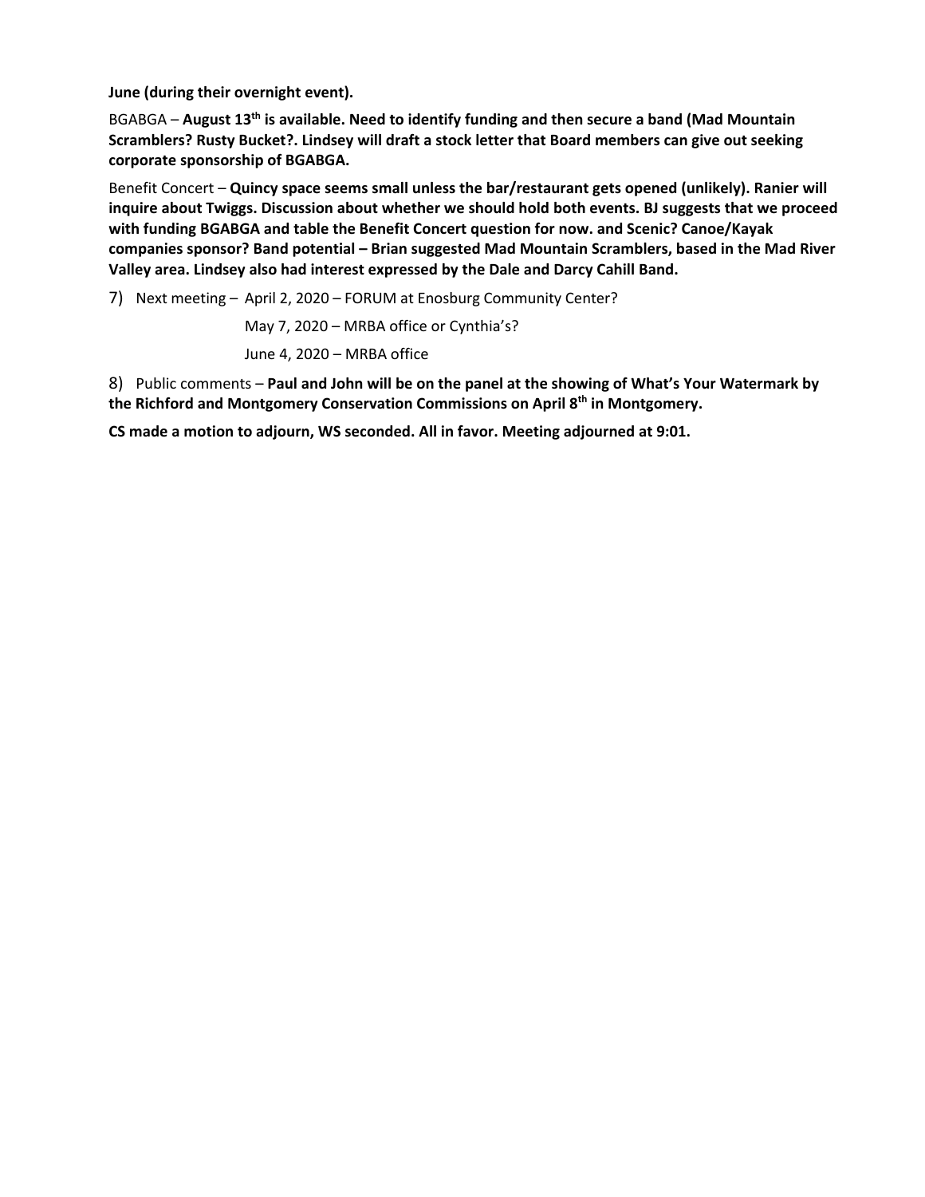**June (during their overnight event).**

BGABGA – **August 13th is available. Need to identify funding and then secure a band (Mad Mountain Scramblers? Rusty Bucket?. Lindsey will draft a stock letter that Board members can give out seeking corporate sponsorship of BGABGA.**

Benefit Concert – **Quincy space seems small unless the bar/restaurant gets opened (unlikely). Ranier will inquire about Twiggs. Discussion about whether we should hold both events. BJ suggests that we proceed with funding BGABGA and table the Benefit Concert question for now. and Scenic? Canoe/Kayak companies sponsor? Band potential – Brian suggested Mad Mountain Scramblers, based in the Mad River Valley area. Lindsey also had interest expressed by the Dale and Darcy Cahill Band.**

7) Next meeting – April 2, 2020 – FORUM at Enosburg Community Center?

May 7, 2020 – MRBA office or Cynthia's?

June 4, 2020 – MRBA office

8) Public comments – **Paul and John will be on the panel at the showing of What's Your Watermark by the Richford and Montgomery Conservation Commissions on April 8th in Montgomery.**

**CS made a motion to adjourn, WS seconded. All in favor. Meeting adjourned at 9:01.**